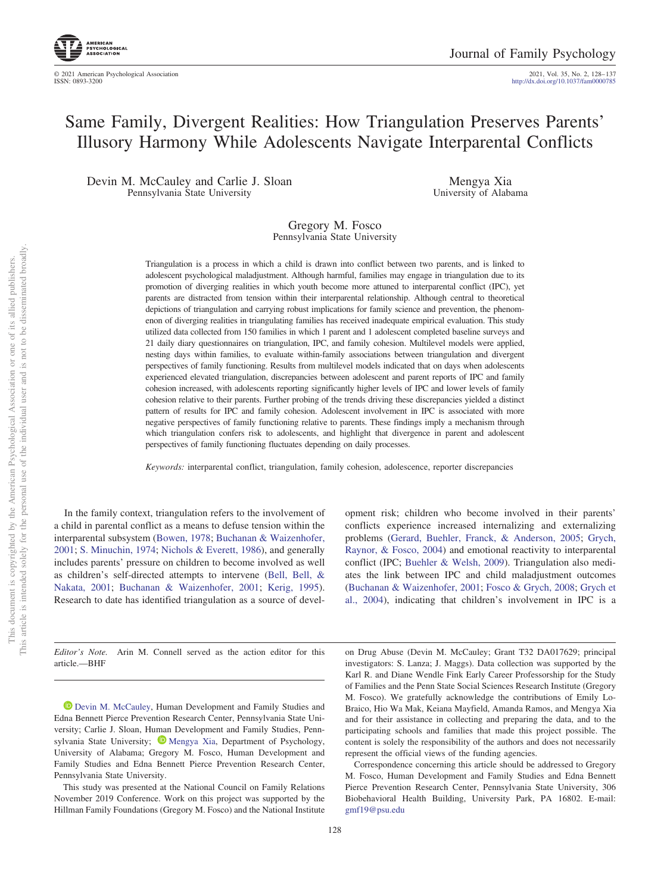# Same Family, Divergent Realities: How Triangulation Preserves Parents' Illusory Harmony While Adolescents Navigate Interparental Conflicts

Devin M. McCauley and Carlie J. Sloan
Pennsylvania State University

Mengya Xia
University of Alabama

Gregory M. Fosco
Pennsylvania State University

Triangulation is a process in which a child is drawn into conflict between two parents, and is linked to adolescent psychological maladjustment. Although harmful, families may engage in triangulation due to its promotion of diverging realities in which youth become more attuned to interparental conflict (IPC), yet parents are distracted from tension within their interparental relationship. Although central to theoretical depictions of triangulation and carrying robust implications for family science and prevention, the phenomenon of diverging realities in triangulating families has received inadequate empirical evaluation. This study utilized data collected from 150 families in which 1 parent and 1 adolescent completed baseline surveys and 21 daily diary questionnaires on triangulation, IPC, and family cohesion. Multilevel models were applied, nesting days within families, to evaluate within-family associations between triangulation and divergent perspectives of family functioning. Results from multilevel models indicated that on days when adolescents experienced elevated triangulation, discrepancies between adolescent and parent reports of IPC and family cohesion increased, with adolescents reporting significantly higher levels of IPC and lower levels of family cohesion relative to their parents. Further probing of the trends driving these discrepancies yielded a distinct pattern of results for IPC and family cohesion. Adolescent involvement in IPC is associated with more negative perspectives of family functioning relative to parents. These findings imply a mechanism through which triangulation confers risk to adolescents, and highlight that divergence in parent and adolescent perspectives of family functioning fluctuates depending on daily processes.

*Keywords:* interparental conflict, triangulation, family cohesion, adolescence, reporter discrepancies

In the family context, triangulation refers to the involvement of a child in parental conflict as a means to defuse tension within the interparental subsystem (Bowen, 1978; Buchanan & Waizenhofer, 2001; S. Minuchin, 1974; Nichols & Everett, 1986), and generally includes parents' pressure on children to become involved as well as children's self-directed attempts to intervene (Bell, Bell, & Nakata, 2001; Buchanan & Waizenhofer, 2001; Kerig, 1995). Research to date has identified triangulation as a source of development risk; children who become involved in their parents' conflicts experience increased internalizing and externalizing problems (Gerard, Buehler, Franck, & Anderson, 2005; Grych, Raynor, & Fosco, 2004) and emotional reactivity to interparental conflict (IPC; Buehler & Welsh, 2009). Triangulation also mediates the link between IPC and child maladjustment outcomes (Buchanan & Waizenhofer, 2001; Fosco & Grych, 2008; Grych et al., 2004), indicating that children's involvement in IPC is a

---

*Editor's Note.* Arin M. Connell served as the action editor for this article.—BHF

Devin M. McCauley, Human Development and Family Studies and Edna Bennett Pierce Prevention Research Center, Pennsylvania State University; Carlie J. Sloan, Human Development and Family Studies, Pennsylvania State University; Mengya Xia, Department of Psychology, University of Alabama; Gregory M. Fosco, Human Development and Family Studies and Edna Bennett Pierce Prevention Research Center, Pennsylvania State University.

This study was presented at the National Council on Family Relations November 2019 Conference. Work on this project was supported by the Hillman Family Foundations (Gregory M. Fosco) and the National Institute on Drug Abuse (Devin M. McCauley; Grant T32 DA017629; principal investigators: S. Lanza; J. Maggs). Data collection was supported by the Karl R. and Diane Wendle Fink Early Career Professorship for the Study of Families and the Penn State Social Sciences Research Institute (Gregory M. Fosco). We gratefully acknowledge the contributions of Emily LoBraico, Hio Wa Mak, Keiana Mayfield, Amanda Ramos, and Mengya Xia and for their assistance in collecting and preparing the data, and to the participating schools and families that made this project possible. The content is solely the responsibility of the authors and does not necessarily represent the official views of the funding agencies.

Correspondence concerning this article should be addressed to Gregory M. Fosco, Human Development and Family Studies and Edna Bennett Pierce Prevention Research Center, Pennsylvania State University, 306 Biobehavioral Health Building, University Park, PA 16802. E-mail: gmf19@psu.edu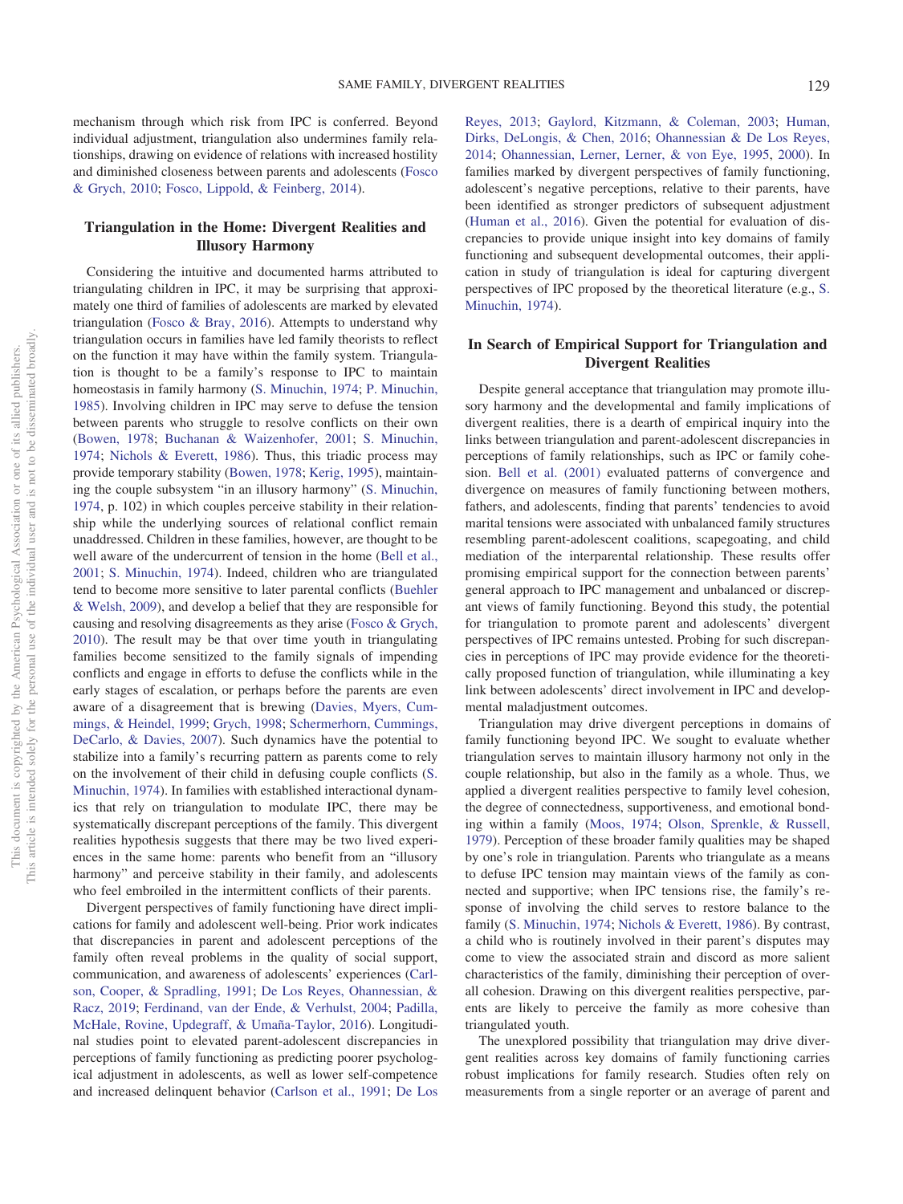mechanism through which risk from IPC is conferred. Beyond individual adjustment, triangulation also undermines family relationships, drawing on evidence of relations with increased hostility and diminished closeness between parents and adolescents (Fosco & Grych, 2010; Fosco, Lippold, & Feinberg, 2014).

## Triangulation in the Home: Divergent Realities and Illusory Harmony

Considering the intuitive and documented harms attributed to triangulating children in IPC, it may be surprising that approximately one third of families of adolescents are marked by elevated triangulation (Fosco & Bray, 2016). Attempts to understand why triangulation occurs in families have led family theorists to reflect on the function it may have within the family system. Triangulation is thought to be a family's response to IPC to maintain homeostasis in family harmony (S. Minuchin, 1974; P. Minuchin, 1985). Involving children in IPC may serve to defuse the tension between parents who struggle to resolve conflicts on their own (Bowen, 1978; Buchanan & Waizenhofer, 2001; S. Minuchin, 1974; Nichols & Everett, 1986). Thus, this triadic process may provide temporary stability (Bowen, 1978; Kerig, 1995), maintaining the couple subsystem "in an illusory harmony" (S. Minuchin, 1974, p. 102) in which couples perceive stability in their relationship while the underlying sources of relational conflict remain unaddressed. Children in these families, however, are thought to be well aware of the undercurrent of tension in the home (Bell et al., 2001; S. Minuchin, 1974). Indeed, children who are triangulated tend to become more sensitive to later parental conflicts (Buehler & Welsh, 2009), and develop a belief that they are responsible for causing and resolving disagreements as they arise (Fosco & Grych, 2010). The result may be that over time youth in triangulating families become sensitized to the family signals of impending conflicts and engage in efforts to defuse the conflicts while in the early stages of escalation, or perhaps before the parents are even aware of a disagreement that is brewing (Davies, Myers, Cummings, & Heindel, 1999; Grych, 1998; Schermerhorn, Cummings, DeCarlo, & Davies, 2007). Such dynamics have the potential to stabilize into a family's recurring pattern as parents come to rely on the involvement of their child in defusing couple conflicts (S. Minuchin, 1974). In families with established interactional dynamics that rely on triangulation to modulate IPC, there may be systematically discrepant perceptions of the family. This divergent realities hypothesis suggests that there may be two lived experiences in the same home: parents who benefit from an "illusory harmony" and perceive stability in their family, and adolescents who feel embroiled in the intermittent conflicts of their parents.

Divergent perspectives of family functioning have direct implications for family and adolescent well-being. Prior work indicates that discrepancies in parent and adolescent perceptions of the family often reveal problems in the quality of social support, communication, and awareness of adolescents' experiences (Carlson, Cooper, & Spradling, 1991; De Los Reyes, Ohannessian, & Racz, 2019; Ferdinand, van der Ende, & Verhulst, 2004; Padilla, McHale, Rovine, Updegraff, & Umaña-Taylor, 2016). Longitudinal studies point to elevated parent-adolescent discrepancies in perceptions of family functioning as predicting poorer psychological adjustment in adolescents, as well as lower self-competence and increased delinquent behavior (Carlson et al., 1991; De Los Reyes, 2013; Gaylord, Kitzmann, & Coleman, 2003; Human, Dirks, DeLongis, & Chen, 2016; Ohannessian & De Los Reyes, 2014; Ohannessian, Lerner, Lerner, & von Eye, 1995, 2000). In families marked by divergent perspectives of family functioning, adolescent's negative perceptions, relative to their parents, have been identified as stronger predictors of subsequent adjustment (Human et al., 2016). Given the potential for evaluation of discrepancies to provide unique insight into key domains of family functioning and subsequent developmental outcomes, their application in study of triangulation is ideal for capturing divergent perspectives of IPC proposed by the theoretical literature (e.g., S. Minuchin, 1974).

## In Search of Empirical Support for Triangulation and Divergent Realities

Despite general acceptance that triangulation may promote illusory harmony and the developmental and family implications of divergent realities, there is a dearth of empirical inquiry into the links between triangulation and parent-adolescent discrepancies in perceptions of family relationships, such as IPC or family cohesion. Bell et al. (2001) evaluated patterns of convergence and divergence on measures of family functioning between mothers, fathers, and adolescents, finding that parents' tendencies to avoid marital tensions were associated with unbalanced family structures resembling parent-adolescent coalitions, scapegoating, and child mediation of the interparental relationship. These results offer promising empirical support for the connection between parents' general approach to IPC management and unbalanced or discrepant views of family functioning. Beyond this study, the potential for triangulation to promote parent and adolescents' divergent perspectives of IPC remains untested. Probing for such discrepancies in perceptions of IPC may provide evidence for the theoretically proposed function of triangulation, while illuminating a key link between adolescents' direct involvement in IPC and developmental maladjustment outcomes.

Triangulation may drive divergent perceptions in domains of family functioning beyond IPC. We sought to evaluate whether triangulation serves to maintain illusory harmony not only in the couple relationship, but also in the family as a whole. Thus, we applied a divergent realities perspective to family level cohesion, the degree of connectedness, supportiveness, and emotional bonding within a family (Moos, 1974; Olson, Sprenkle, & Russell, 1979). Perception of these broader family qualities may be shaped by one's role in triangulation. Parents who triangulate as a means to defuse IPC tension may maintain views of the family as connected and supportive; when IPC tensions rise, the family's response of involving the child serves to restore balance to the family (S. Minuchin, 1974; Nichols & Everett, 1986). By contrast, a child who is routinely involved in their parent's disputes may come to view the associated strain and discord as more salient characteristics of the family, diminishing their perception of overall cohesion. Drawing on this divergent realities perspective, parents are likely to perceive the family as more cohesive than triangulated youth.

The unexplored possibility that triangulation may drive divergent realities across key domains of family functioning carries robust implications for family research. Studies often rely on measurements from a single reporter or an average of parent and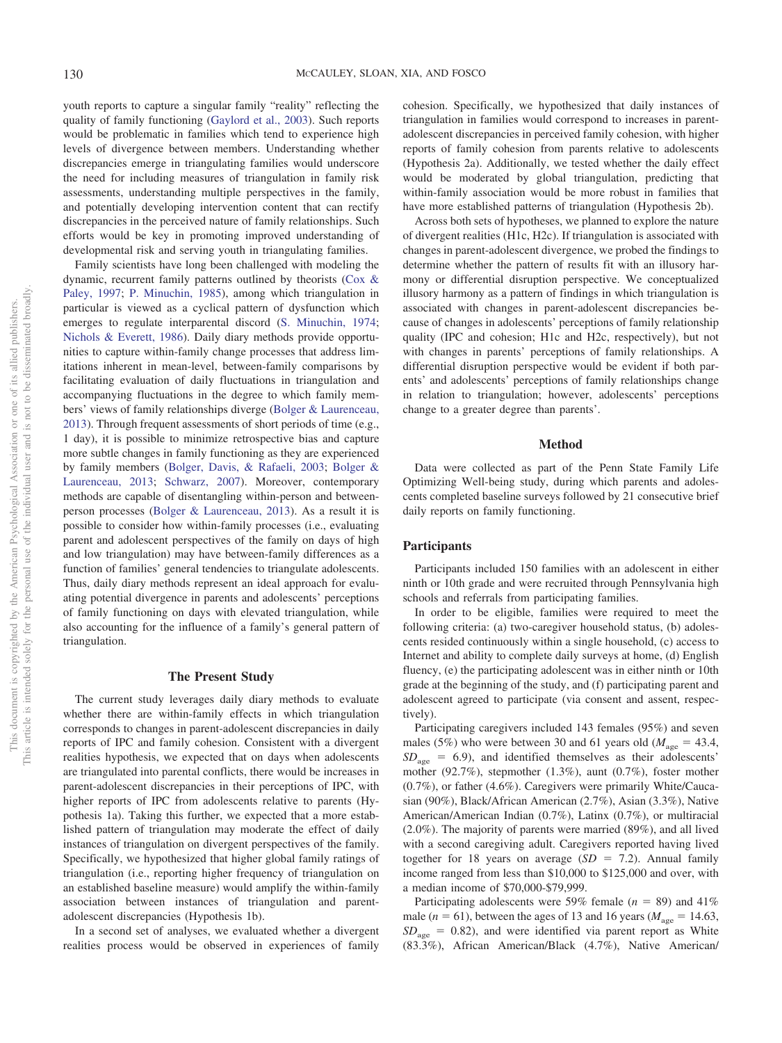youth reports to capture a singular family "reality" reflecting the quality of family functioning (Gaylord et al., 2003). Such reports would be problematic in families which tend to experience high levels of divergence between members. Understanding whether discrepancies emerge in triangulating families would underscore the need for including measures of triangulation in family risk assessments, understanding multiple perspectives in the family, and potentially developing intervention content that can rectify discrepancies in the perceived nature of family relationships. Such efforts would be key in promoting improved understanding of developmental risk and serving youth in triangulating families.

Family scientists have long been challenged with modeling the dynamic, recurrent family patterns outlined by theorists (Cox & Paley, 1997; P. Minuchin, 1985), among which triangulation in particular is viewed as a cyclical pattern of dysfunction which emerges to regulate interparental discord (S. Minuchin, 1974; Nichols & Everett, 1986). Daily diary methods provide opportunities to capture within-family change processes that address limitations inherent in mean-level, between-family comparisons by facilitating evaluation of daily fluctuations in triangulation and accompanying fluctuations in the degree to which family members' views of family relationships diverge (Bolger & Laurenceau, 2013). Through frequent assessments of short periods of time (e.g., 1 day), it is possible to minimize retrospective bias and capture more subtle changes in family functioning as they are experienced by family members (Bolger, Davis, & Rafaeli, 2003; Bolger & Laurenceau, 2013; Schwarz, 2007). Moreover, contemporary methods are capable of disentangling within-person and between-person processes (Bolger & Laurenceau, 2013). As a result it is possible to consider how within-family processes (i.e., evaluating parent and adolescent perspectives of the family on days of high and low triangulation) may have between-family differences as a function of families' general tendencies to triangulate adolescents. Thus, daily diary methods represent an ideal approach for evaluating potential divergence in parents and adolescents' perceptions of family functioning on days with elevated triangulation, while also accounting for the influence of a family's general pattern of triangulation.

## The Present Study

The current study leverages daily diary methods to evaluate whether there are within-family effects in which triangulation corresponds to changes in parent-adolescent discrepancies in daily reports of IPC and family cohesion. Consistent with a divergent realities hypothesis, we expected that on days when adolescents are triangulated into parental conflicts, there would be increases in parent-adolescent discrepancies in their perceptions of IPC, with higher reports of IPC from adolescents relative to parents (Hypothesis 1a). Taking this further, we expected that a more established pattern of triangulation may moderate the effect of daily instances of triangulation on divergent perspectives of the family. Specifically, we hypothesized that higher global family ratings of triangulation (i.e., reporting higher frequency of triangulation on an established baseline measure) would amplify the within-family association between instances of triangulation and parent-adolescent discrepancies (Hypothesis 1b).

In a second set of analyses, we evaluated whether a divergent realities process would be observed in experiences of family cohesion. Specifically, we hypothesized that daily instances of triangulation in families would correspond to increases in parent-adolescent discrepancies in perceived family cohesion, with higher reports of family cohesion from parents relative to adolescents (Hypothesis 2a). Additionally, we tested whether the daily effect would be moderated by global triangulation, predicting that within-family association would be more robust in families that have more established patterns of triangulation (Hypothesis 2b).

Across both sets of hypotheses, we planned to explore the nature of divergent realities (H1c, H2c). If triangulation is associated with changes in parent-adolescent divergence, we probed the findings to determine whether the pattern of results fit with an illusory harmony or differential disruption perspective. We conceptualized illusory harmony as a pattern of findings in which triangulation is associated with changes in parent-adolescent discrepancies because of changes in adolescents' perceptions of family relationship quality (IPC and cohesion; H1c and H2c, respectively), but not with changes in parents' perceptions of family relationships. A differential disruption perspective would be evident if both parents' and adolescents' perceptions of family relationships change in relation to triangulation; however, adolescents' perceptions change to a greater degree than parents'.

## Method

Data were collected as part of the Penn State Family Life Optimizing Well-being study, during which parents and adolescents completed baseline surveys followed by 21 consecutive brief daily reports on family functioning.

### Participants

Participants included 150 families with an adolescent in either ninth or 10th grade and were recruited through Pennsylvania high schools and referrals from participating families.

In order to be eligible, families were required to meet the following criteria: (a) two-caregiver household status, (b) adolescents resided continuously within a single household, (c) access to Internet and ability to complete daily surveys at home, (d) English fluency, (e) the participating adolescent was in either ninth or 10th grade at the beginning of the study, and (f) participating parent and adolescent agreed to participate (via consent and assent, respectively).

Participating caregivers included 143 females (95%) and seven males (5%) who were between 30 and 61 years old ($M_{age} = 43.4$, $SD_{age} = 6.9$), and identified themselves as their adolescents' mother (92.7%), stepmother (1.3%), aunt (0.7%), foster mother (0.7%), or father (4.6%). Caregivers were primarily White/Caucasian (90%), Black/African American (2.7%), Asian (3.3%), Native American/American Indian (0.7%), Latinx (0.7%), or multiracial (2.0%). The majority of parents were married (89%), and all lived with a second caregiving adult. Caregivers reported having lived together for 18 years on average ($SD = 7.2$). Annual family income ranged from less than $10,000 to $125,000 and over, with a median income of $70,000-$79,999.

Participating adolescents were 59% female ($n = 89$) and 41% male ($n = 61$), between the ages of 13 and 16 years ($M_{age} = 14.63$, $SD_{age} = 0.82$), and were identified via parent report as White (83.3%), African American/Black (4.7%), Native American/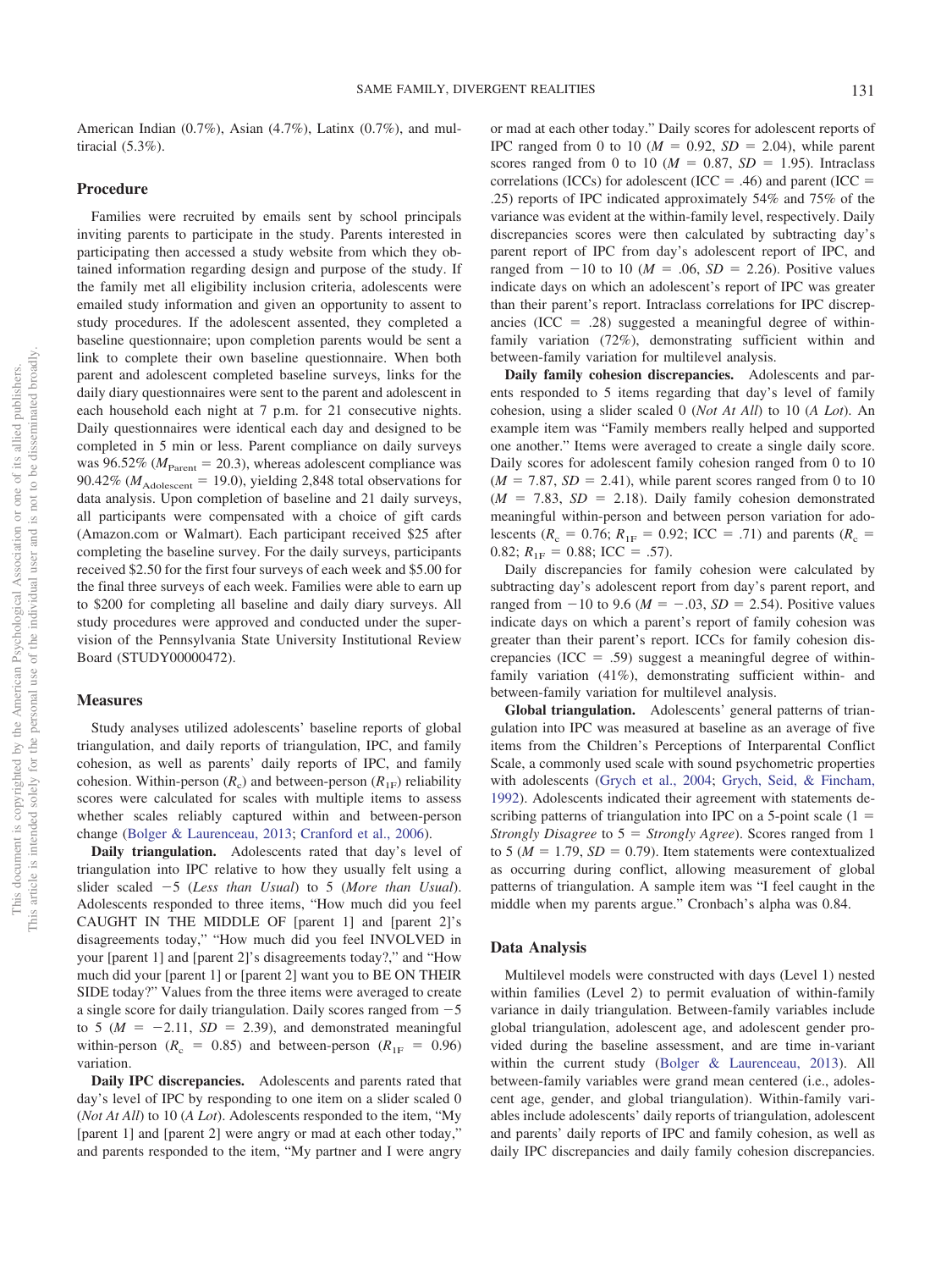American Indian (0.7%), Asian (4.7%), Latinx (0.7%), and multiracial (5.3%).

## Procedure

Families were recruited by emails sent by school principals inviting parents to participate in the study. Parents interested in participating then accessed a study website from which they obtained information regarding design and purpose of the study. If the family met all eligibility inclusion criteria, adolescents were emailed study information and given an opportunity to assent to study procedures. If the adolescent assented, they completed a baseline questionnaire; upon completion parents would be sent a link to complete their own baseline questionnaire. When both parent and adolescent completed baseline surveys, links for the daily diary questionnaires were sent to the parent and adolescent in each household each night at 7 p.m. for 21 consecutive nights. Daily questionnaires were identical each day and designed to be completed in 5 min or less. Parent compliance on daily surveys was 96.52% ($M_{\text{Parent}}$ = 20.3), whereas adolescent compliance was 90.42% ($M_{\text{Adolescent}}$ = 19.0), yielding 2,848 total observations for data analysis. Upon completion of baseline and 21 daily surveys, all participants were compensated with a choice of gift cards (Amazon.com or Walmart). Each participant received $25 after completing the baseline survey. For the daily surveys, participants received $2.50 for the first four surveys of each week and $5.00 for the final three surveys of each week. Families were able to earn up to $200 for completing all baseline and daily diary surveys. All study procedures were approved and conducted under the supervision of the Pennsylvania State University Institutional Review Board (STUDY00000472).

## Measures

Study analyses utilized adolescents' baseline reports of global triangulation, and daily reports of triangulation, IPC, and family cohesion, as well as parents' daily reports of IPC, and family cohesion. Within-person ($R_c$) and between-person ($R_{1F}$) reliability scores were calculated for scales with multiple items to assess whether scales reliably captured within and between-person change (Bolger & Laurenceau, 2013; Cranford et al., 2006).

**Daily triangulation.** Adolescents rated that day's level of triangulation into IPC relative to how they usually felt using a slider scaled −5 (*Less than Usual*) to 5 (*More than Usual*). Adolescents responded to three items, "How much did you feel CAUGHT IN THE MIDDLE OF [parent 1] and [parent 2]'s disagreements today," "How much did you feel INVOLVED in your [parent 1] and [parent 2]'s disagreements today?," and "How much did your [parent 1] or [parent 2] want you to BE ON THEIR SIDE today?" Values from the three items were averaged to create a single score for daily triangulation. Daily scores ranged from −5 to 5 ($M$ = −2.11, $SD$ = 2.39), and demonstrated meaningful within-person ($R_c$ = 0.85) and between-person ($R_{1F}$ = 0.96) variation.

**Daily IPC discrepancies.** Adolescents and parents rated that day's level of IPC by responding to one item on a slider scaled 0 (*Not At All*) to 10 (*A Lot*). Adolescents responded to the item, "My [parent 1] and [parent 2] were angry or mad at each other today," and parents responded to the item, "My partner and I were angry or mad at each other today." Daily scores for adolescent reports of IPC ranged from 0 to 10 ($M$ = 0.92, $SD$ = 2.04), while parent scores ranged from 0 to 10 ($M$ = 0.87, $SD$ = 1.95). Intraclass correlations (ICCs) for adolescent (ICC = .46) and parent (ICC = .25) reports of IPC indicated approximately 54% and 75% of the variance was evident at the within-family level, respectively. Daily discrepancies scores were then calculated by subtracting day's parent report of IPC from day's adolescent report of IPC, and ranged from −10 to 10 ($M$ = .06, $SD$ = 2.26). Positive values indicate days on which an adolescent's report of IPC was greater than their parent's report. Intraclass correlations for IPC discrepancies (ICC = .28) suggested a meaningful degree of within-family variation (72%), demonstrating sufficient within and between-family variation for multilevel analysis.

**Daily family cohesion discrepancies.** Adolescents and parents responded to 5 items regarding that day's level of family cohesion, using a slider scaled 0 (*Not At All*) to 10 (*A Lot*). An example item was "Family members really helped and supported one another." Items were averaged to create a single daily score. Daily scores for adolescent family cohesion ranged from 0 to 10 ($M$ = 7.87, $SD$ = 2.41), while parent scores ranged from 0 to 10 ($M$ = 7.83, $SD$ = 2.18). Daily family cohesion demonstrated meaningful within-person and between person variation for adolescents ($R_c$ = 0.76; $R_{1F}$ = 0.92; ICC = .71) and parents ($R_c$ = 0.82; $R_{1F}$ = 0.88; ICC = .57).

Daily discrepancies for family cohesion were calculated by subtracting day's adolescent report from day's parent report, and ranged from −10 to 9.6 ($M$ = −.03, $SD$ = 2.54). Positive values indicate days on which a parent's report of family cohesion was greater than their parent's report. ICCs for family cohesion discrepancies (ICC = .59) suggest a meaningful degree of within-family variation (41%), demonstrating sufficient within- and between-family variation for multilevel analysis.

**Global triangulation.** Adolescents' general patterns of triangulation into IPC was measured at baseline as an average of five items from the Children's Perceptions of Interparental Conflict Scale, a commonly used scale with sound psychometric properties with adolescents (Grych et al., 2004; Grych, Seid, & Fincham, 1992). Adolescents indicated their agreement with statements describing patterns of triangulation into IPC on a 5-point scale (1 = *Strongly Disagree* to 5 = *Strongly Agree*). Scores ranged from 1 to 5 ($M$ = 1.79, $SD$ = 0.79). Item statements were contextualized as occurring during conflict, allowing measurement of global patterns of triangulation. A sample item was "I feel caught in the middle when my parents argue." Cronbach's alpha was 0.84.

## Data Analysis

Multilevel models were constructed with days (Level 1) nested within families (Level 2) to permit evaluation of within-family variance in daily triangulation. Between-family variables include global triangulation, adolescent age, and adolescent gender provided during the baseline assessment, and are time in-variant within the current study (Bolger & Laurenceau, 2013). All between-family variables were grand mean centered (i.e., adolescent age, gender, and global triangulation). Within-family variables include adolescents' daily reports of triangulation, adolescent and parents' daily reports of IPC and family cohesion, as well as daily IPC discrepancies and daily family cohesion discrepancies.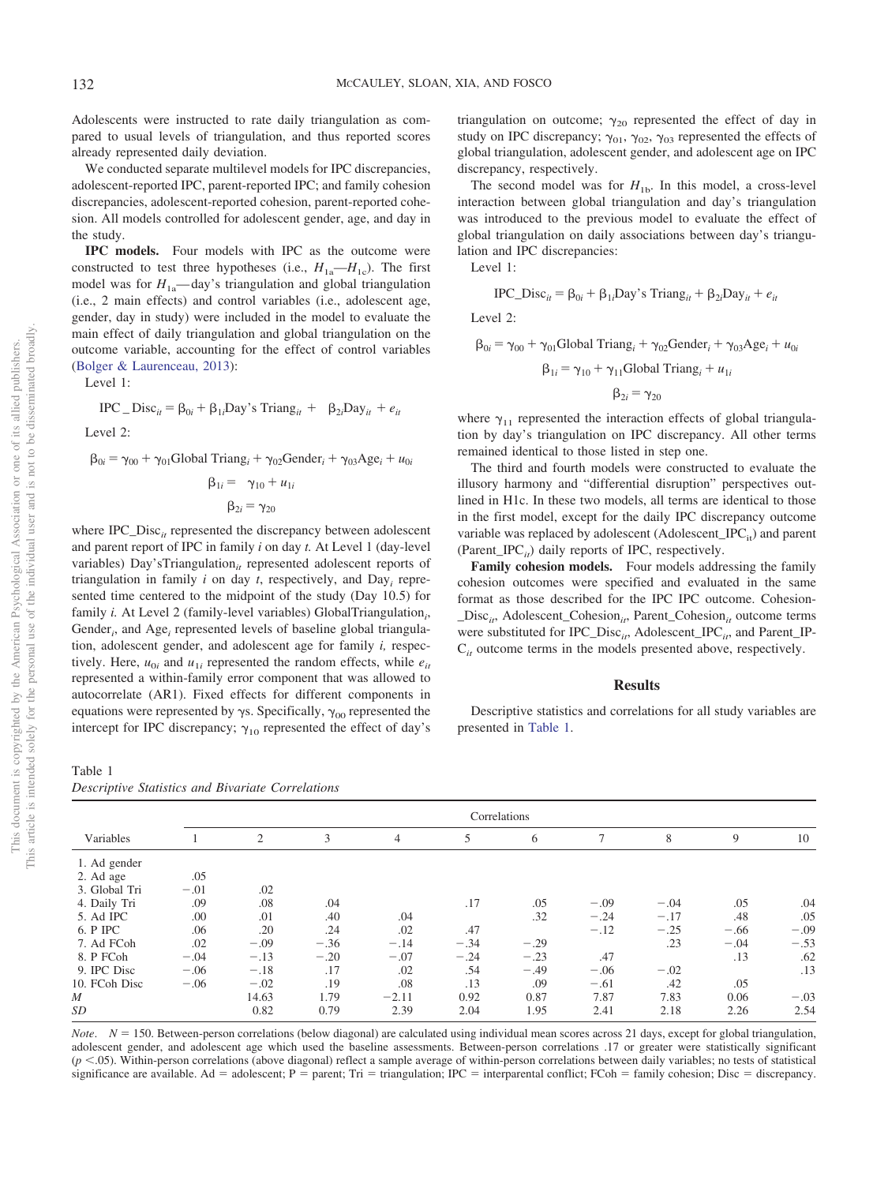Adolescents were instructed to rate daily triangulation as compared to usual levels of triangulation, and thus reported scores already represented daily deviation.

We conducted separate multilevel models for IPC discrepancies, adolescent-reported IPC, parent-reported IPC; and family cohesion discrepancies, adolescent-reported cohesion, parent-reported cohesion. All models controlled for adolescent gender, age, and day in the study.

**IPC models.** Four models with IPC as the outcome were constructed to test three hypotheses (i.e., $H_{1a}$—$H_{1c}$). The first model was for $H_{1a}$—day's triangulation and global triangulation (i.e., 2 main effects) and control variables (i.e., adolescent age, gender, day in study) were included in the model to evaluate the main effect of daily triangulation and global triangulation on the outcome variable, accounting for the effect of control variables (Bolger & Laurenceau, 2013):

Level 1:

$$\text{IPC\_Disc}_{it} = \beta_{0i} + \beta_{1i}\text{Day's Triang}_{it} + \beta_{2i}\text{Day}_{it} + e_{it}$$

Level 2:

$$\beta_{0i} = \gamma_{00} + \gamma_{01}\text{Global Triang}_i + \gamma_{02}\text{Gender}_i + \gamma_{03}\text{Age}_i + u_{0i}$$

$$\beta_{1i} = \gamma_{10} + u_{1i}$$

$$\beta_{2i} = \gamma_{20}$$

where $\text{IPC\_Disc}_{it}$ represented the discrepancy between adolescent and parent report of IPC in family $i$ on day $t$. At Level 1 (day-level variables) $\text{Day'sTriangulation}_{it}$ represented adolescent reports of triangulation in family $i$ on day $t$, respectively, and $\text{Day}_i$ represented time centered to the midpoint of the study (Day 10.5) for family $i$. At Level 2 (family-level variables) $\text{GlobalTriangulation}_i$, $\text{Gender}_i$, and $\text{Age}_i$ represented levels of baseline global triangulation, adolescent gender, and adolescent age for family $i$, respectively. Here, $u_{0i}$ and $u_{1i}$ represented the random effects, while $e_{it}$ represented a within-family error component that was allowed to autocorrelate (AR1). Fixed effects for different components in equations were represented by γs. Specifically, $\gamma_{00}$ represented the intercept for IPC discrepancy; $\gamma_{10}$ represented the effect of day's triangulation on outcome; $\gamma_{20}$ represented the effect of day in study on IPC discrepancy; $\gamma_{01}$, $\gamma_{02}$, $\gamma_{03}$ represented the effects of global triangulation, adolescent gender, and adolescent age on IPC discrepancy, respectively.

The second model was for $H_{1b}$. In this model, a cross-level interaction between global triangulation and day's triangulation was introduced to the previous model to evaluate the effect of global triangulation on daily associations between day's triangulation and IPC discrepancies:

Level 1:

$$\text{IPC\_Disc}_{it} = \beta_{0i} + \beta_{1i}\text{Day's Triang}_{it} + \beta_{2i}\text{Day}_{it} + e_{it}$$

Level 2:

$$\beta_{0i} = \gamma_{00} + \gamma_{01}\text{Global Triang}_i + \gamma_{02}\text{Gender}_i + \gamma_{03}\text{Age}_i + u_{0i}$$

$$\beta_{1i} = \gamma_{10} + \gamma_{11}\text{Global Triang}_i + u_{1i}$$

$$\beta_{2i} = \gamma_{20}$$

where $\gamma_{11}$ represented the interaction effects of global triangulation by day's triangulation on IPC discrepancy. All other terms remained identical to those listed in step one.

The third and fourth models were constructed to evaluate the illusory harmony and "differential disruption" perspectives outlined in H1c. In these two models, all terms are identical to those in the first model, except for the daily IPC discrepancy outcome variable was replaced by adolescent ($\text{Adolescent\_IPC}_{it}$) and parent ($\text{Parent\_IPC}_{it}$) daily reports of IPC, respectively.

**Family cohesion models.** Four models addressing the family cohesion outcomes were specified and evaluated in the same format as those described for the IPC IPC outcome. $\text{Cohesion\_Disc}_{it}$, $\text{Adolescent\_Cohesion}_{it}$, $\text{Parent\_Cohesion}_{it}$ outcome terms were substituted for $\text{IPC\_Disc}_{it}$, $\text{Adolescent\_IPC}_{it}$, and $\text{Parent\_IPC}_{it}$ outcome terms in the models presented above, respectively.

## Results

Descriptive statistics and correlations for all study variables are presented in Table 1.

Table 1
*Descriptive Statistics and Bivariate Correlations*

| Variables | Correlations | | | | | | | | | |
|---|---|---|---|---|---|---|---|---|---|---|
| | 1 | 2 | 3 | 4 | 5 | 6 | 7 | 8 | 9 | 10 |
| 1. Ad gender | | | | | | | | | | |
| 2. Ad age | .05 | | | | | | | | | |
| 3. Global Tri | −.01 | .02 | | | | | | | | |
| 4. Daily Tri | .09 | .08 | .04 | | .17 | .05 | −.09 | −.04 | .05 | .04 |
| 5. Ad IPC | .00 | .01 | .40 | .04 | | .32 | −.24 | −.17 | .48 | .05 |
| 6. P IPC | .06 | .20 | .24 | .02 | .47 | | −.12 | −.25 | −.66 | −.09 |
| 7. Ad FCoh | .02 | −.09 | −.36 | −.14 | −.34 | −.29 | | .23 | −.04 | −.53 |
| 8. P FCoh | −.04 | −.13 | −.20 | −.07 | −.24 | −.23 | .47 | | .13 | .62 |
| 9. IPC Disc | −.06 | −.18 | .17 | .02 | .54 | −.49 | −.06 | −.02 | | .13 |
| 10. FCoh Disc | −.06 | −.02 | .19 | .08 | .13 | .09 | −.61 | .42 | .05 | |
| *M* | | 14.63 | 1.79 | −2.11 | 0.92 | 0.87 | 7.87 | 7.83 | 0.06 | −.03 |
| *SD* | | 0.82 | 0.79 | 2.39 | 2.04 | 1.95 | 2.41 | 2.18 | 2.26 | 2.54 |

*Note*. $N = 150$. Between-person correlations (below diagonal) are calculated using individual mean scores across 21 days, except for global triangulation, adolescent gender, and adolescent age which used the baseline assessments. Between-person correlations .17 or greater were statistically significant ($p < .05$). Within-person correlations (above diagonal) reflect a sample average of within-person correlations between daily variables; no tests of statistical significance are available. Ad = adolescent; P = parent; Tri = triangulation; IPC = interparental conflict; FCoh = family cohesion; Disc = discrepancy.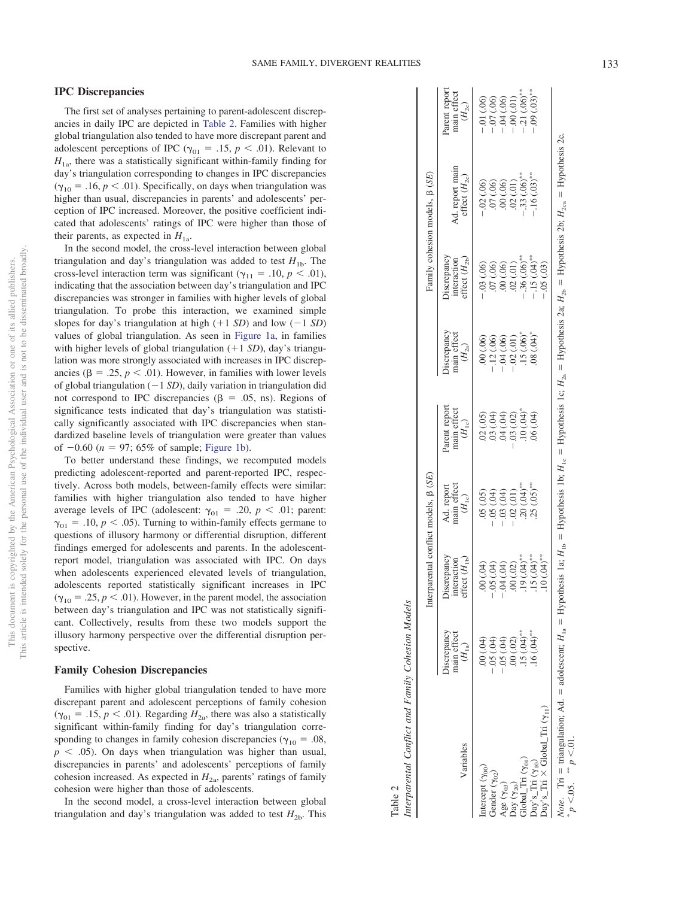## IPC Discrepancies

The first set of analyses pertaining to parent-adolescent discrepancies in daily IPC are depicted in Table 2. Families with higher global triangulation also tended to have more discrepant parent and adolescent perceptions of IPC ($\gamma_{01}$ = .15, $p < .01$). Relevant to $H_{1a}$, there was a statistically significant within-family finding for day's triangulation corresponding to changes in IPC discrepancies ($\gamma_{10}$ = .16, $p < .01$). Specifically, on days when triangulation was higher than usual, discrepancies in parents' and adolescents' perception of IPC increased. Moreover, the positive coefficient indicated that adolescents' ratings of IPC were higher than those of their parents, as expected in $H_{1a}$.

In the second model, the cross-level interaction between global triangulation and day's triangulation was added to test $H_{1b}$. The cross-level interaction term was significant ($\gamma_{11}$ = .10, $p < .01$), indicating that the association between day's triangulation and IPC discrepancies was stronger in families with higher levels of global triangulation. To probe this interaction, we examined simple slopes for day's triangulation at high (+1 *SD*) and low (−1 *SD*) values of global triangulation. As seen in Figure 1a, in families with higher levels of global triangulation (+1 *SD*), day's triangulation was more strongly associated with increases in IPC discrepancies (β = .25, $p < .01$). However, in families with lower levels of global triangulation (−1 *SD*), daily variation in triangulation did not correspond to IPC discrepancies (β = .05, ns). Regions of significance tests indicated that day's triangulation was statistically significantly associated with IPC discrepancies when standardized baseline levels of triangulation were greater than values of −0.60 ($n$ = 97; 65% of sample; Figure 1b).

To better understand these findings, we recomputed models predicting adolescent-reported and parent-reported IPC, respectively. Across both models, between-family effects were similar: families with higher triangulation also tended to have higher average levels of IPC (adolescent: $\gamma_{01}$ = .20, $p < .01$; parent: $\gamma_{01}$ = .10, $p < .05$). Turning to within-family effects germane to questions of illusory harmony or differential disruption, different findings emerged for adolescents and parents. In the adolescent-report model, triangulation was associated with IPC. On days when adolescents experienced elevated levels of triangulation, adolescents reported statistically significant increases in IPC ($\gamma_{10}$ = .25, $p < .01$). However, in the parent model, the association between day's triangulation and IPC was not statistically significant. Collectively, results from these two models support the illusory harmony perspective over the differential disruption perspective.

## Family Cohesion Discrepancies

Families with higher global triangulation tended to have more discrepant parent and adolescent perceptions of family cohesion ($\gamma_{01}$ = .15, $p < .01$). Regarding $H_{2a}$, there was also a statistically significant within-family finding for day's triangulation corresponding to changes in family cohesion discrepancies ($\gamma_{10}$ = .08, $p < .05$). On days when triangulation was higher than usual, discrepancies in parents' and adolescents' perceptions of family cohesion increased. As expected in $H_{2a}$, parents' ratings of family cohesion were higher than those of adolescents.

In the second model, a cross-level interaction between global triangulation and day's triangulation was added to test $H_{2b}$. This

Table 2
*Interparental Conflict and Family Cohesion Models*

| Variables | Interparental conflict models, β (*SE*) | | | | Family cohesion models, β (*SE*) | | | |
|---|---|---|---|---|---|---|---|---|
| | Discrepancy main effect ($H_{1a}$) | Discrepancy interaction effect ($H_{1b}$) | Ad. report main effect ($H_{1c}$) | Parent report main effect ($H_{1c}$) | Discrepancy main effect ($H_{2a}$) | Discrepancy interaction effect ($H_{2b}$) | Ad. report main effect ($H_{2c}$) | Parent report main effect ($H_{2c}$) |
| Intercept ($\gamma_{00}$) | .00 (.04) | .00 (.04) | .05 (.05) | .02 (.05) | .00 (.06) | −.03 (.06) | −.02 (.06) | −.01 (.06) |
| Gender ($\gamma_{02}$) | −.05 (.04) | −.05 (.04) | −.05 (.04) | .03 (.04) | −.12 (.06) | .07 (.06) | .07 (.06) | −.07 (.06) |
| Age ($\gamma_{03}$) | −.05 (.04) | −.04 (.04) | −.03 (.04) | .04 (.04) | −.04 (.06) | .00 (.06) | .00 (.06) | −.04 (.06) |
| Day ($\gamma_{20}$) | .00 (.02) | .00 (.02) | −.02 (.01) | −.03 (.02) | −.02 (.01) | .02 (.01) | .02 (.01) | −.00 (.01) |
| Global_Tri ($\gamma_{01}$) | .15 (.04)** | .19 (.04)** | .20 (.04)** | .10 (.04)* | .15 (.06)* | −.36 (.06)** | −.33 (.06)** | −.21 (.06)** |
| Day's_Tri ($\gamma_{10}$) | .16 (.04)** | .15 (.04)** | .25 (.05)** | .06 (.04) | .08 (.04)* | −.15 (.04)** | −.16 (.03)** | −.09 (.03)** |
| Day's_Tri × Global_Tri ($\gamma_{11}$) | | .10 (.04)** | | | | −.05 (.03) | | |

*Note.* Tri = triangulation; Ad. = adolescent; $H_{1a}$ = Hypothesis 1a; $H_{1b}$ = Hypothesis 1b; $H_{1c}$ = Hypothesis 1c; $H_{2a}$ = Hypothesis 2a; $H_{2b}$ = Hypothesis 2b; $H_{2ca}$ = Hypothesis 2c.
* $p < .05$. ** $p < .01$.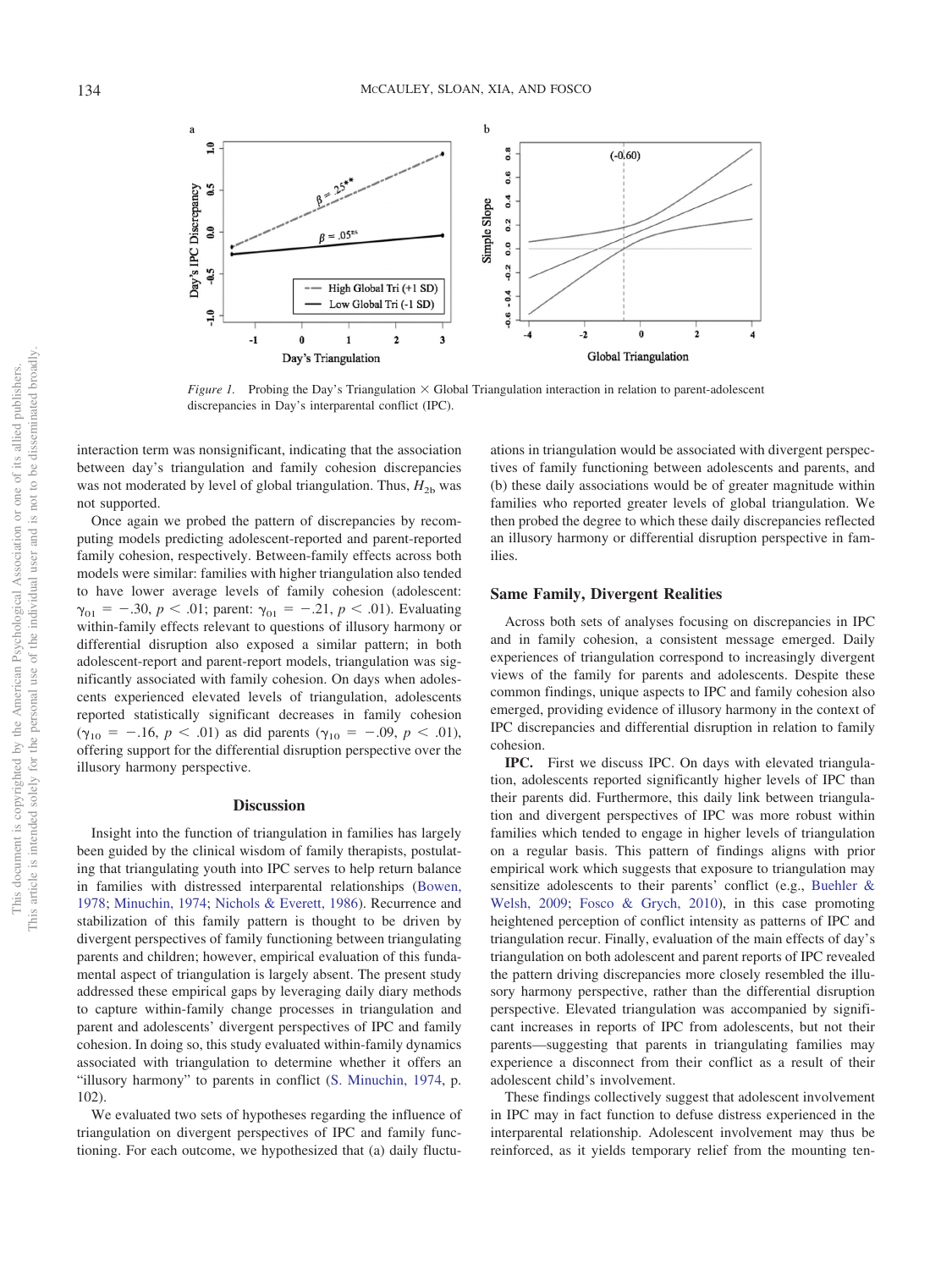*Figure 1.* Probing the Day's Triangulation × Global Triangulation interaction in relation to parent-adolescent discrepancies in Day's interparental conflict (IPC).

interaction term was nonsignificant, indicating that the association between day's triangulation and family cohesion discrepancies was not moderated by level of global triangulation. Thus, $H_{2b}$ was not supported.

Once again we probed the pattern of discrepancies by recomputing models predicting adolescent-reported and parent-reported family cohesion, respectively. Between-family effects across both models were similar: families with higher triangulation also tended to have lower average levels of family cohesion (adolescent: $\gamma_{01} = -.30$, $p < .01$; parent: $\gamma_{01} = -.21$, $p < .01$). Evaluating within-family effects relevant to questions of illusory harmony or differential disruption also exposed a similar pattern; in both adolescent-report and parent-report models, triangulation was significantly associated with family cohesion. On days when adolescents experienced elevated levels of triangulation, adolescents reported statistically significant decreases in family cohesion ($\gamma_{10} = -.16$, $p < .01$) as did parents ($\gamma_{10} = -.09$, $p < .01$), offering support for the differential disruption perspective over the illusory harmony perspective.

## Discussion

Insight into the function of triangulation in families has largely been guided by the clinical wisdom of family therapists, postulating that triangulating youth into IPC serves to help return balance in families with distressed interparental relationships (Bowen, 1978; Minuchin, 1974; Nichols & Everett, 1986). Recurrence and stabilization of this family pattern is thought to be driven by divergent perspectives of family functioning between triangulating parents and children; however, empirical evaluation of this fundamental aspect of triangulation is largely absent. The present study addressed these empirical gaps by leveraging daily diary methods to capture within-family change processes in triangulation and parent and adolescents' divergent perspectives of IPC and family cohesion. In doing so, this study evaluated within-family dynamics associated with triangulation to determine whether it offers an "illusory harmony" to parents in conflict (S. Minuchin, 1974, p. 102).

We evaluated two sets of hypotheses regarding the influence of triangulation on divergent perspectives of IPC and family functioning. For each outcome, we hypothesized that (a) daily fluctuations in triangulation would be associated with divergent perspectives of family functioning between adolescents and parents, and (b) these daily associations would be of greater magnitude within families who reported greater levels of global triangulation. We then probed the degree to which these daily discrepancies reflected an illusory harmony or differential disruption perspective in families.

### Same Family, Divergent Realities

Across both sets of analyses focusing on discrepancies in IPC and in family cohesion, a consistent message emerged. Daily experiences of triangulation correspond to increasingly divergent views of the family for parents and adolescents. Despite these common findings, unique aspects to IPC and family cohesion also emerged, providing evidence of illusory harmony in the context of IPC discrepancies and differential disruption in relation to family cohesion.

**IPC.** First we discuss IPC. On days with elevated triangulation, adolescents reported significantly higher levels of IPC than their parents did. Furthermore, this daily link between triangulation and divergent perspectives of IPC was more robust within families which tended to engage in higher levels of triangulation on a regular basis. This pattern of findings aligns with prior empirical work which suggests that exposure to triangulation may sensitize adolescents to their parents' conflict (e.g., Buehler & Welsh, 2009; Fosco & Grych, 2010), in this case promoting heightened perception of conflict intensity as patterns of IPC and triangulation recur. Finally, evaluation of the main effects of day's triangulation on both adolescent and parent reports of IPC revealed the pattern driving discrepancies more closely resembled the illusory harmony perspective, rather than the differential disruption perspective. Elevated triangulation was accompanied by significant increases in reports of IPC from adolescents, but not their parents—suggesting that parents in triangulating families may experience a disconnect from their conflict as a result of their adolescent child's involvement.

These findings collectively suggest that adolescent involvement in IPC may in fact function to defuse distress experienced in the interparental relationship. Adolescent involvement may thus be reinforced, as it yields temporary relief from the mounting ten-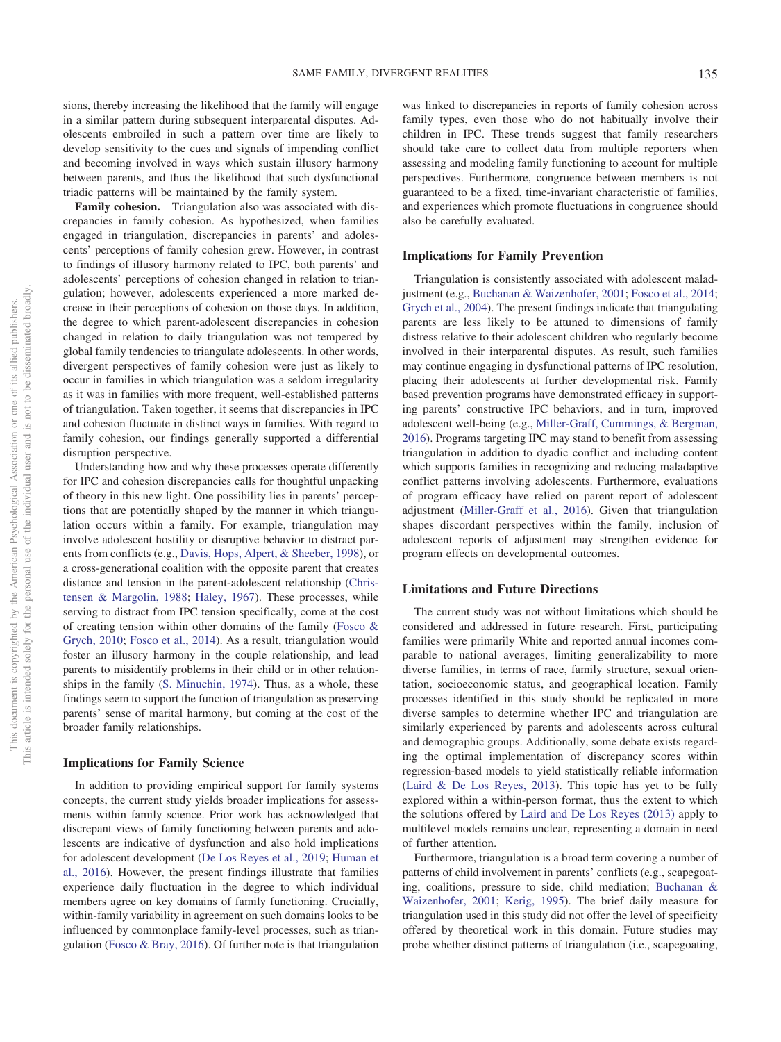sions, thereby increasing the likelihood that the family will engage in a similar pattern during subsequent interparental disputes. Adolescents embroiled in such a pattern over time are likely to develop sensitivity to the cues and signals of impending conflict and becoming involved in ways which sustain illusory harmony between parents, and thus the likelihood that such dysfunctional triadic patterns will be maintained by the family system.

**Family cohesion.** Triangulation also was associated with discrepancies in family cohesion. As hypothesized, when families engaged in triangulation, discrepancies in parents' and adolescents' perceptions of family cohesion grew. However, in contrast to findings of illusory harmony related to IPC, both parents' and adolescents' perceptions of cohesion changed in relation to triangulation; however, adolescents experienced a more marked decrease in their perceptions of cohesion on those days. In addition, the degree to which parent-adolescent discrepancies in cohesion changed in relation to daily triangulation was not tempered by global family tendencies to triangulate adolescents. In other words, divergent perspectives of family cohesion were just as likely to occur in families in which triangulation was a seldom irregularity as it was in families with more frequent, well-established patterns of triangulation. Taken together, it seems that discrepancies in IPC and cohesion fluctuate in distinct ways in families. With regard to family cohesion, our findings generally supported a differential disruption perspective.

Understanding how and why these processes operate differently for IPC and cohesion discrepancies calls for thoughtful unpacking of theory in this new light. One possibility lies in parents' perceptions that are potentially shaped by the manner in which triangulation occurs within a family. For example, triangulation may involve adolescent hostility or disruptive behavior to distract parents from conflicts (e.g., Davis, Hops, Alpert, & Sheeber, 1998), or a cross-generational coalition with the opposite parent that creates distance and tension in the parent-adolescent relationship (Christensen & Margolin, 1988; Haley, 1967). These processes, while serving to distract from IPC tension specifically, come at the cost of creating tension within other domains of the family (Fosco & Grych, 2010; Fosco et al., 2014). As a result, triangulation would foster an illusory harmony in the couple relationship, and lead parents to misidentify problems in their child or in other relationships in the family (S. Minuchin, 1974). Thus, as a whole, these findings seem to support the function of triangulation as preserving parents' sense of marital harmony, but coming at the cost of the broader family relationships.

## Implications for Family Science

In addition to providing empirical support for family systems concepts, the current study yields broader implications for assessments within family science. Prior work has acknowledged that discrepant views of family functioning between parents and adolescents are indicative of dysfunction and also hold implications for adolescent development (De Los Reyes et al., 2019; Human et al., 2016). However, the present findings illustrate that families experience daily fluctuation in the degree to which individual members agree on key domains of family functioning. Crucially, within-family variability in agreement on such domains looks to be influenced by commonplace family-level processes, such as triangulation (Fosco & Bray, 2016). Of further note is that triangulation was linked to discrepancies in reports of family cohesion across family types, even those who do not habitually involve their children in IPC. These trends suggest that family researchers should take care to collect data from multiple reporters when assessing and modeling family functioning to account for multiple perspectives. Furthermore, congruence between members is not guaranteed to be a fixed, time-invariant characteristic of families, and experiences which promote fluctuations in congruence should also be carefully evaluated.

## Implications for Family Prevention

Triangulation is consistently associated with adolescent maladjustment (e.g., Buchanan & Waizenhofer, 2001; Fosco et al., 2014; Grych et al., 2004). The present findings indicate that triangulating parents are less likely to be attuned to dimensions of family distress relative to their adolescent children who regularly become involved in their interparental disputes. As result, such families may continue engaging in dysfunctional patterns of IPC resolution, placing their adolescents at further developmental risk. Family based prevention programs have demonstrated efficacy in supporting parents' constructive IPC behaviors, and in turn, improved adolescent well-being (e.g., Miller-Graff, Cummings, & Bergman, 2016). Programs targeting IPC may stand to benefit from assessing triangulation in addition to dyadic conflict and including content which supports families in recognizing and reducing maladaptive conflict patterns involving adolescents. Furthermore, evaluations of program efficacy have relied on parent report of adolescent adjustment (Miller-Graff et al., 2016). Given that triangulation shapes discordant perspectives within the family, inclusion of adolescent reports of adjustment may strengthen evidence for program effects on developmental outcomes.

## Limitations and Future Directions

The current study was not without limitations which should be considered and addressed in future research. First, participating families were primarily White and reported annual incomes comparable to national averages, limiting generalizability to more diverse families, in terms of race, family structure, sexual orientation, socioeconomic status, and geographical location. Family processes identified in this study should be replicated in more diverse samples to determine whether IPC and triangulation are similarly experienced by parents and adolescents across cultural and demographic groups. Additionally, some debate exists regarding the optimal implementation of discrepancy scores within regression-based models to yield statistically reliable information (Laird & De Los Reyes, 2013). This topic has yet to be fully explored within a within-person format, thus the extent to which the solutions offered by Laird and De Los Reyes (2013) apply to multilevel models remains unclear, representing a domain in need of further attention.

Furthermore, triangulation is a broad term covering a number of patterns of child involvement in parents' conflicts (e.g., scapegoating, coalitions, pressure to side, child mediation; Buchanan & Waizenhofer, 2001; Kerig, 1995). The brief daily measure for triangulation used in this study did not offer the level of specificity offered by theoretical work in this domain. Future studies may probe whether distinct patterns of triangulation (i.e., scapegoating,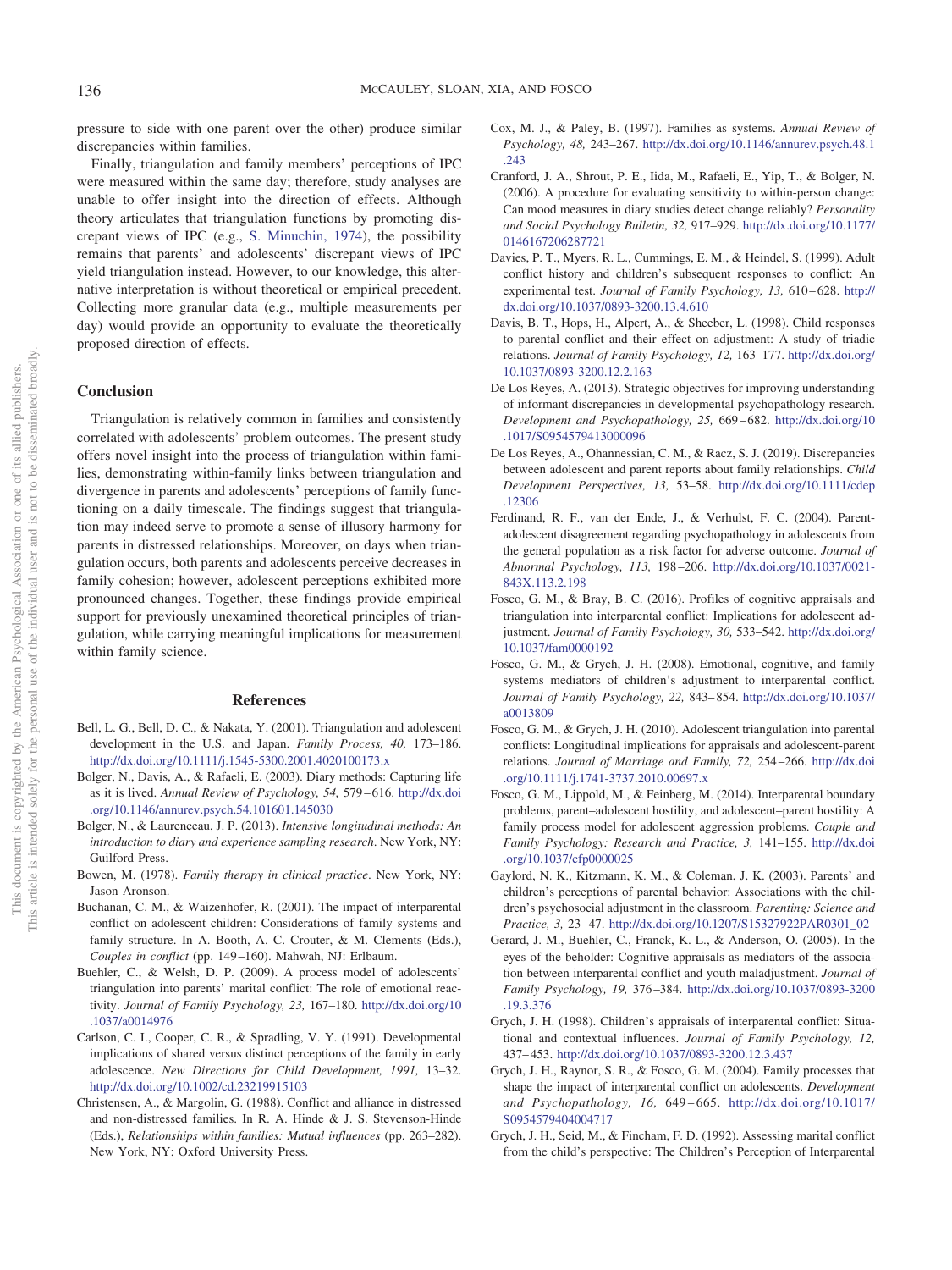pressure to side with one parent over the other) produce similar discrepancies within families.

Finally, triangulation and family members' perceptions of IPC were measured within the same day; therefore, study analyses are unable to offer insight into the direction of effects. Although theory articulates that triangulation functions by promoting discrepant views of IPC (e.g., S. Minuchin, 1974), the possibility remains that parents' and adolescents' discrepant views of IPC yield triangulation instead. However, to our knowledge, this alternative interpretation is without theoretical or empirical precedent. Collecting more granular data (e.g., multiple measurements per day) would provide an opportunity to evaluate the theoretically proposed direction of effects.

## Conclusion

Triangulation is relatively common in families and consistently correlated with adolescents' problem outcomes. The present study offers novel insight into the process of triangulation within families, demonstrating within-family links between triangulation and divergence in parents and adolescents' perceptions of family functioning on a daily timescale. The findings suggest that triangulation may indeed serve to promote a sense of illusory harmony for parents in distressed relationships. Moreover, on days when triangulation occurs, both parents and adolescents perceive decreases in family cohesion; however, adolescent perceptions exhibited more pronounced changes. Together, these findings provide empirical support for previously unexamined theoretical principles of triangulation, while carrying meaningful implications for measurement within family science.

## References

Bell, L. G., Bell, D. C., & Nakata, Y. (2001). Triangulation and adolescent development in the U.S. and Japan. *Family Process, 40,* 173–186. http://dx.doi.org/10.1111/j.1545-5300.2001.4020100173.x

Bolger, N., Davis, A., & Rafaeli, E. (2003). Diary methods: Capturing life as it is lived. *Annual Review of Psychology, 54,* 579–616. http://dx.doi.org/10.1146/annurev.psych.54.101601.145030

Bolger, N., & Laurenceau, J. P. (2013). *Intensive longitudinal methods: An introduction to diary and experience sampling research*. New York, NY: Guilford Press.

Bowen, M. (1978). *Family therapy in clinical practice*. New York, NY: Jason Aronson.

Buchanan, C. M., & Waizenhofer, R. (2001). The impact of interparental conflict on adolescent children: Considerations of family systems and family structure. In A. Booth, A. C. Crouter, & M. Clements (Eds.), *Couples in conflict* (pp. 149–160). Mahwah, NJ: Erlbaum.

Buehler, C., & Welsh, D. P. (2009). A process model of adolescents' triangulation into parents' marital conflict: The role of emotional reactivity. *Journal of Family Psychology, 23,* 167–180. http://dx.doi.org/10.1037/a0014976

Carlson, C. I., Cooper, C. R., & Spradling, V. Y. (1991). Developmental implications of shared versus distinct perceptions of the family in early adolescence. *New Directions for Child Development, 1991,* 13–32. http://dx.doi.org/10.1002/cd.23219915103

Christensen, A., & Margolin, G. (1988). Conflict and alliance in distressed and non-distressed families. In R. A. Hinde & J. S. Stevenson-Hinde (Eds.), *Relationships within families: Mutual influences* (pp. 263–282). New York, NY: Oxford University Press.

Cox, M. J., & Paley, B. (1997). Families as systems. *Annual Review of Psychology, 48,* 243–267. http://dx.doi.org/10.1146/annurev.psych.48.1.243

Cranford, J. A., Shrout, P. E., Iida, M., Rafaeli, E., Yip, T., & Bolger, N. (2006). A procedure for evaluating sensitivity to within-person change: Can mood measures in diary studies detect change reliably? *Personality and Social Psychology Bulletin, 32,* 917–929. http://dx.doi.org/10.1177/0146167206287721

Davies, P. T., Myers, R. L., Cummings, E. M., & Heindel, S. (1999). Adult conflict history and children's subsequent responses to conflict: An experimental test. *Journal of Family Psychology, 13,* 610–628. http://dx.doi.org/10.1037/0893-3200.13.4.610

Davis, B. T., Hops, H., Alpert, A., & Sheeber, L. (1998). Child responses to parental conflict and their effect on adjustment: A study of triadic relations. *Journal of Family Psychology, 12,* 163–177. http://dx.doi.org/10.1037/0893-3200.12.2.163

De Los Reyes, A. (2013). Strategic objectives for improving understanding of informant discrepancies in developmental psychopathology research. *Development and Psychopathology, 25,* 669–682. http://dx.doi.org/10.1017/S0954579413000096

De Los Reyes, A., Ohannessian, C. M., & Racz, S. J. (2019). Discrepancies between adolescent and parent reports about family relationships. *Child Development Perspectives, 13,* 53–58. http://dx.doi.org/10.1111/cdep.12306

Ferdinand, R. F., van der Ende, J., & Verhulst, F. C. (2004). Parent-adolescent disagreement regarding psychopathology in adolescents from the general population as a risk factor for adverse outcome. *Journal of Abnormal Psychology, 113,* 198–206. http://dx.doi.org/10.1037/0021-843X.113.2.198

Fosco, G. M., & Bray, B. C. (2016). Profiles of cognitive appraisals and triangulation into interparental conflict: Implications for adolescent adjustment. *Journal of Family Psychology, 30,* 533–542. http://dx.doi.org/10.1037/fam0000192

Fosco, G. M., & Grych, J. H. (2008). Emotional, cognitive, and family systems mediators of children's adjustment to interparental conflict. *Journal of Family Psychology, 22,* 843–854. http://dx.doi.org/10.1037/a0013809

Fosco, G. M., & Grych, J. H. (2010). Adolescent triangulation into parental conflicts: Longitudinal implications for appraisals and adolescent-parent relations. *Journal of Marriage and Family, 72,* 254–266. http://dx.doi.org/10.1111/j.1741-3737.2010.00697.x

Fosco, G. M., Lippold, M., & Feinberg, M. (2014). Interparental boundary problems, parent–adolescent hostility, and adolescent–parent hostility: A family process model for adolescent aggression problems. *Couple and Family Psychology: Research and Practice, 3,* 141–155. http://dx.doi.org/10.1037/cfp0000025

Gaylord, N. K., Kitzmann, K. M., & Coleman, J. K. (2003). Parents' and children's perceptions of parental behavior: Associations with the children's psychosocial adjustment in the classroom. *Parenting: Science and Practice, 3,* 23–47. http://dx.doi.org/10.1207/S15327922PAR0301_02

Gerard, J. M., Buehler, C., Franck, K. L., & Anderson, O. (2005). In the eyes of the beholder: Cognitive appraisals as mediators of the association between interparental conflict and youth maladjustment. *Journal of Family Psychology, 19,* 376–384. http://dx.doi.org/10.1037/0893-3200.19.3.376

Grych, J. H. (1998). Children's appraisals of interparental conflict: Situational and contextual influences. *Journal of Family Psychology, 12,* 437–453. http://dx.doi.org/10.1037/0893-3200.12.3.437

Grych, J. H., Raynor, S. R., & Fosco, G. M. (2004). Family processes that shape the impact of interparental conflict on adolescents. *Development and Psychopathology, 16,* 649–665. http://dx.doi.org/10.1017/S0954579404004717

Grych, J. H., Seid, M., & Fincham, F. D. (1992). Assessing marital conflict from the child's perspective: The Children's Perception of Interparental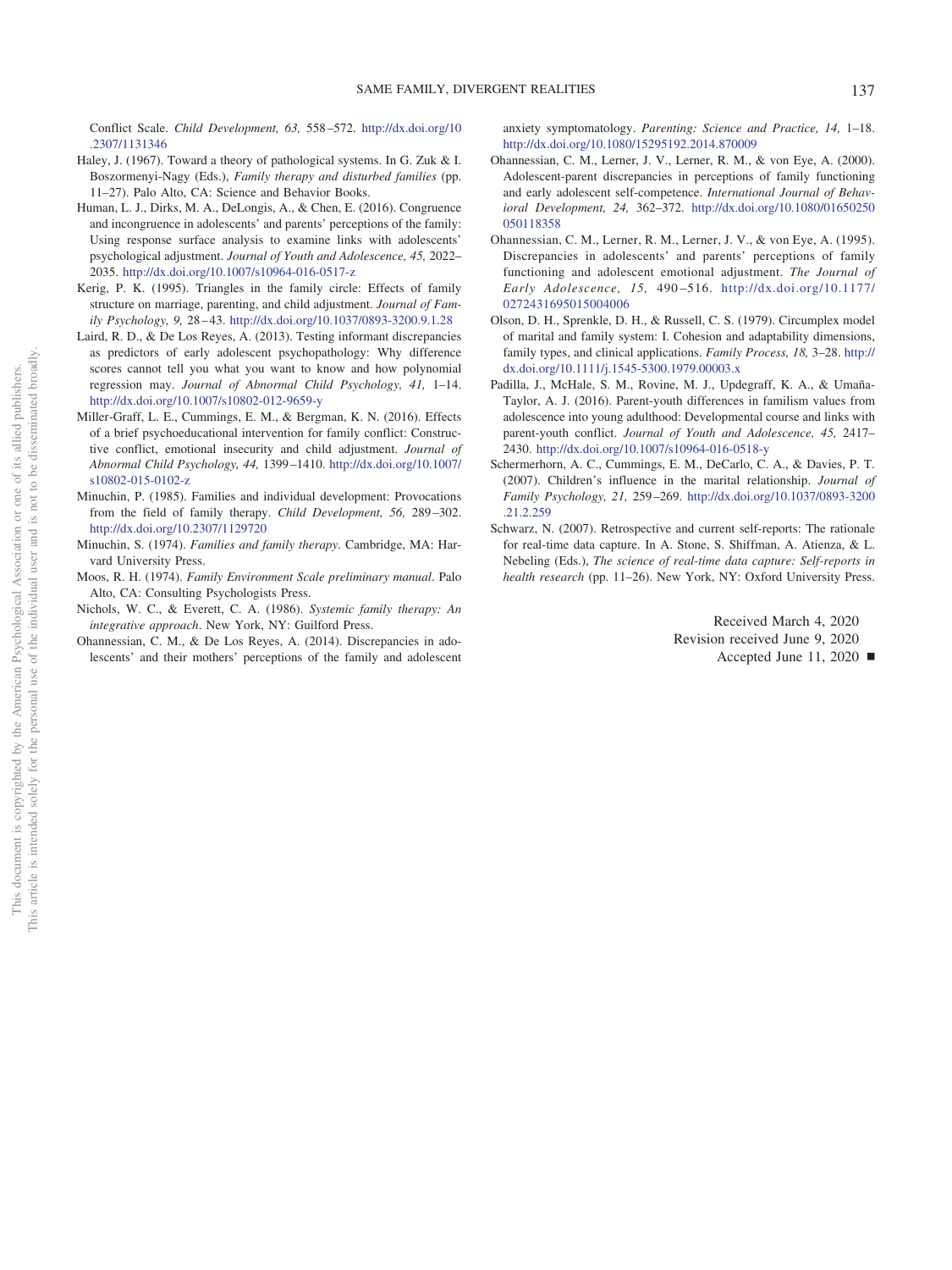Conflict Scale. *Child Development, 63,* 558–572. http://dx.doi.org/10.2307/1131346

Haley, J. (1967). Toward a theory of pathological systems. In G. Zuk & I. Boszormenyi-Nagy (Eds.), *Family therapy and disturbed families* (pp. 11–27). Palo Alto, CA: Science and Behavior Books.

Human, L. J., Dirks, M. A., DeLongis, A., & Chen, E. (2016). Congruence and incongruence in adolescents' and parents' perceptions of the family: Using response surface analysis to examine links with adolescents' psychological adjustment. *Journal of Youth and Adolescence, 45,* 2022–2035. http://dx.doi.org/10.1007/s10964-016-0517-z

Kerig, P. K. (1995). Triangles in the family circle: Effects of family structure on marriage, parenting, and child adjustment. *Journal of Family Psychology, 9,* 28–43. http://dx.doi.org/10.1037/0893-3200.9.1.28

Laird, R. D., & De Los Reyes, A. (2013). Testing informant discrepancies as predictors of early adolescent psychopathology: Why difference scores cannot tell you what you want to know and how polynomial regression may. *Journal of Abnormal Child Psychology, 41,* 1–14. http://dx.doi.org/10.1007/s10802-012-9659-y

Miller-Graff, L. E., Cummings, E. M., & Bergman, K. N. (2016). Effects of a brief psychoeducational intervention for family conflict: Constructive conflict, emotional insecurity and child adjustment. *Journal of Abnormal Child Psychology, 44,* 1399–1410. http://dx.doi.org/10.1007/s10802-015-0102-z

Minuchin, P. (1985). Families and individual development: Provocations from the field of family therapy. *Child Development, 56,* 289–302. http://dx.doi.org/10.2307/1129720

Minuchin, S. (1974). *Families and family therapy*. Cambridge, MA: Harvard University Press.

Moos, R. H. (1974). *Family Environment Scale preliminary manual*. Palo Alto, CA: Consulting Psychologists Press.

Nichols, W. C., & Everett, C. A. (1986). *Systemic family therapy: An integrative approach*. New York, NY: Guilford Press.

Ohannessian, C. M., & De Los Reyes, A. (2014). Discrepancies in adolescents' and their mothers' perceptions of the family and adolescent anxiety symptomatology. *Parenting: Science and Practice, 14,* 1–18. http://dx.doi.org/10.1080/15295192.2014.870009

Ohannessian, C. M., Lerner, J. V., Lerner, R. M., & von Eye, A. (2000). Adolescent-parent discrepancies in perceptions of family functioning and early adolescent self-competence. *International Journal of Behavioral Development, 24,* 362–372. http://dx.doi.org/10.1080/01650250050118358

Ohannessian, C. M., Lerner, R. M., Lerner, J. V., & von Eye, A. (1995). Discrepancies in adolescents' and parents' perceptions of family functioning and adolescent emotional adjustment. *The Journal of Early Adolescence, 15,* 490–516. http://dx.doi.org/10.1177/0272431695015004006

Olson, D. H., Sprenkle, D. H., & Russell, C. S. (1979). Circumplex model of marital and family system: I. Cohesion and adaptability dimensions, family types, and clinical applications. *Family Process, 18,* 3–28. http://dx.doi.org/10.1111/j.1545-5300.1979.00003.x

Padilla, J., McHale, S. M., Rovine, M. J., Updegraff, K. A., & Umaña-Taylor, A. J. (2016). Parent-youth differences in familism values from adolescence into young adulthood: Developmental course and links with parent-youth conflict. *Journal of Youth and Adolescence, 45,* 2417–2430. http://dx.doi.org/10.1007/s10964-016-0518-y

Schermerhorn, A. C., Cummings, E. M., DeCarlo, C. A., & Davies, P. T. (2007). Children's influence in the marital relationship. *Journal of Family Psychology, 21,* 259–269. http://dx.doi.org/10.1037/0893-3200.21.2.259

Schwarz, N. (2007). Retrospective and current self-reports: The rationale for real-time data capture. In A. Stone, S. Shiffman, A. Atienza, & L. Nebeling (Eds.), *The science of real-time data capture: Self-reports in health research* (pp. 11–26). New York, NY: Oxford University Press.

Received March 4, 2020
Revision received June 9, 2020
Accepted June 11, 2020 ■